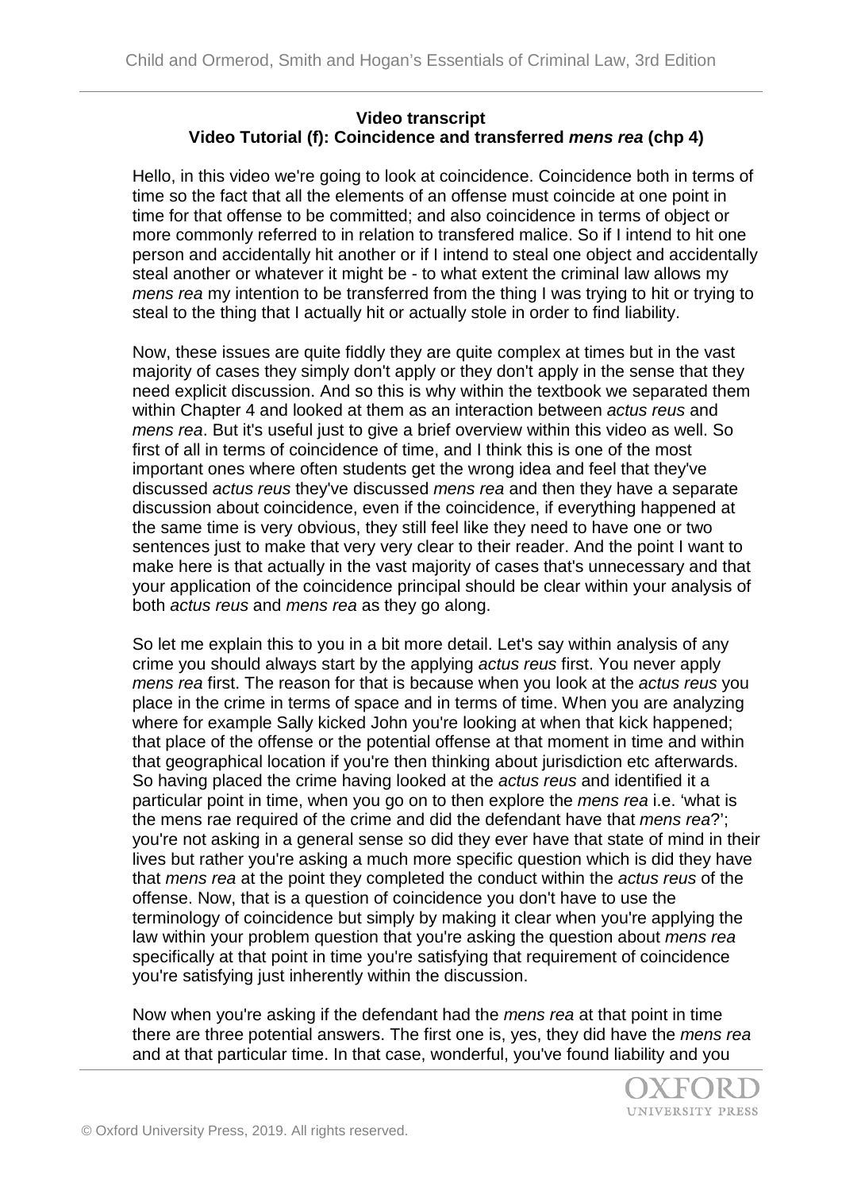**Video transcript**
**Video Tutorial (f): Coincidence and transferred *mens rea* (chp 4)**

Hello, in this video we're going to look at coincidence. Coincidence both in terms of time so the fact that all the elements of an offense must coincide at one point in time for that offense to be committed; and also coincidence in terms of object or more commonly referred to in relation to transfered malice. So if I intend to hit one person and accidentally hit another or if I intend to steal one object and accidentally steal another or whatever it might be - to what extent the criminal law allows my *mens rea* my intention to be transferred from the thing I was trying to hit or trying to steal to the thing that I actually hit or actually stole in order to find liability.

Now, these issues are quite fiddly they are quite complex at times but in the vast majority of cases they simply don't apply or they don't apply in the sense that they need explicit discussion. And so this is why within the textbook we separated them within Chapter 4 and looked at them as an interaction between *actus reus* and *mens rea*. But it's useful just to give a brief overview within this video as well. So first of all in terms of coincidence of time, and I think this is one of the most important ones where often students get the wrong idea and feel that they've discussed *actus reus* they've discussed *mens rea* and then they have a separate discussion about coincidence, even if the coincidence, if everything happened at the same time is very obvious, they still feel like they need to have one or two sentences just to make that very very clear to their reader. And the point I want to make here is that actually in the vast majority of cases that's unnecessary and that your application of the coincidence principal should be clear within your analysis of both *actus reus* and *mens rea* as they go along.

So let me explain this to you in a bit more detail. Let's say within analysis of any crime you should always start by the applying *actus reus* first. You never apply *mens rea* first. The reason for that is because when you look at the *actus reus* you place in the crime in terms of space and in terms of time. When you are analyzing where for example Sally kicked John you're looking at when that kick happened; that place of the offense or the potential offense at that moment in time and within that geographical location if you're then thinking about jurisdiction etc afterwards. So having placed the crime having looked at the *actus reus* and identified it a particular point in time, when you go on to then explore the *mens rea* i.e. 'what is the mens rae required of the crime and did the defendant have that *mens rea*?'; you're not asking in a general sense so did they ever have that state of mind in their lives but rather you're asking a much more specific question which is did they have that *mens rea* at the point they completed the conduct within the *actus reus* of the offense. Now, that is a question of coincidence you don't have to use the terminology of coincidence but simply by making it clear when you're applying the law within your problem question that you're asking the question about *mens rea* specifically at that point in time you're satisfying that requirement of coincidence you're satisfying just inherently within the discussion.

Now when you're asking if the defendant had the *mens rea* at that point in time there are three potential answers. The first one is, yes, they did have the *mens rea* and at that particular time. In that case, wonderful, you've found liability and you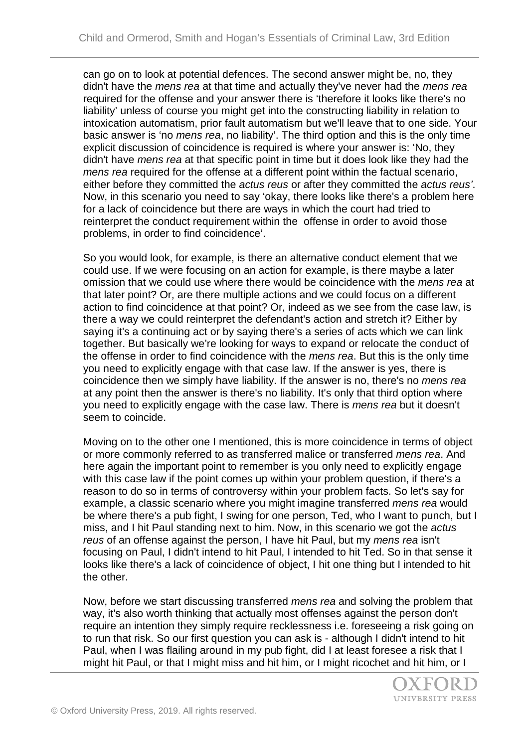can go on to look at potential defences. The second answer might be, no, they didn't have the *mens rea* at that time and actually they've never had the *mens rea* required for the offense and your answer there is 'therefore it looks like there's no liability' unless of course you might get into the constructing liability in relation to intoxication automatism, prior fault automatism but we'll leave that to one side. Your basic answer is 'no *mens rea*, no liability'. The third option and this is the only time explicit discussion of coincidence is required is where your answer is: 'No, they didn't have *mens rea* at that specific point in time but it does look like they had the *mens rea* required for the offense at a different point within the factual scenario, either before they committed the *actus reus* or after they committed the *actus reus'*. Now, in this scenario you need to say 'okay, there looks like there's a problem here for a lack of coincidence but there are ways in which the court had tried to reinterpret the conduct requirement within the offense in order to avoid those problems, in order to find coincidence'.

So you would look, for example, is there an alternative conduct element that we could use. If we were focusing on an action for example, is there maybe a later omission that we could use where there would be coincidence with the *mens rea* at that later point? Or, are there multiple actions and we could focus on a different action to find coincidence at that point? Or, indeed as we see from the case law, is there a way we could reinterpret the defendant's action and stretch it? Either by saying it's a continuing act or by saying there's a series of acts which we can link together. But basically we're looking for ways to expand or relocate the conduct of the offense in order to find coincidence with the *mens rea*. But this is the only time you need to explicitly engage with that case law. If the answer is yes, there is coincidence then we simply have liability. If the answer is no, there's no *mens rea* at any point then the answer is there's no liability. It's only that third option where you need to explicitly engage with the case law. There is *mens rea* but it doesn't seem to coincide.

Moving on to the other one I mentioned, this is more coincidence in terms of object or more commonly referred to as transferred malice or transferred *mens rea*. And here again the important point to remember is you only need to explicitly engage with this case law if the point comes up within your problem question, if there's a reason to do so in terms of controversy within your problem facts. So let's say for example, a classic scenario where you might imagine transferred *mens rea* would be where there's a pub fight, I swing for one person, Ted, who I want to punch, but I miss, and I hit Paul standing next to him. Now, in this scenario we got the *actus reus* of an offense against the person, I have hit Paul, but my *mens rea* isn't focusing on Paul, I didn't intend to hit Paul, I intended to hit Ted. So in that sense it looks like there's a lack of coincidence of object, I hit one thing but I intended to hit the other.

Now, before we start discussing transferred *mens rea* and solving the problem that way, it's also worth thinking that actually most offenses against the person don't require an intention they simply require recklessness i.e. foreseeing a risk going on to run that risk. So our first question you can ask is - although I didn't intend to hit Paul, when I was flailing around in my pub fight, did I at least foresee a risk that I might hit Paul, or that I might miss and hit him, or I might ricochet and hit him, or I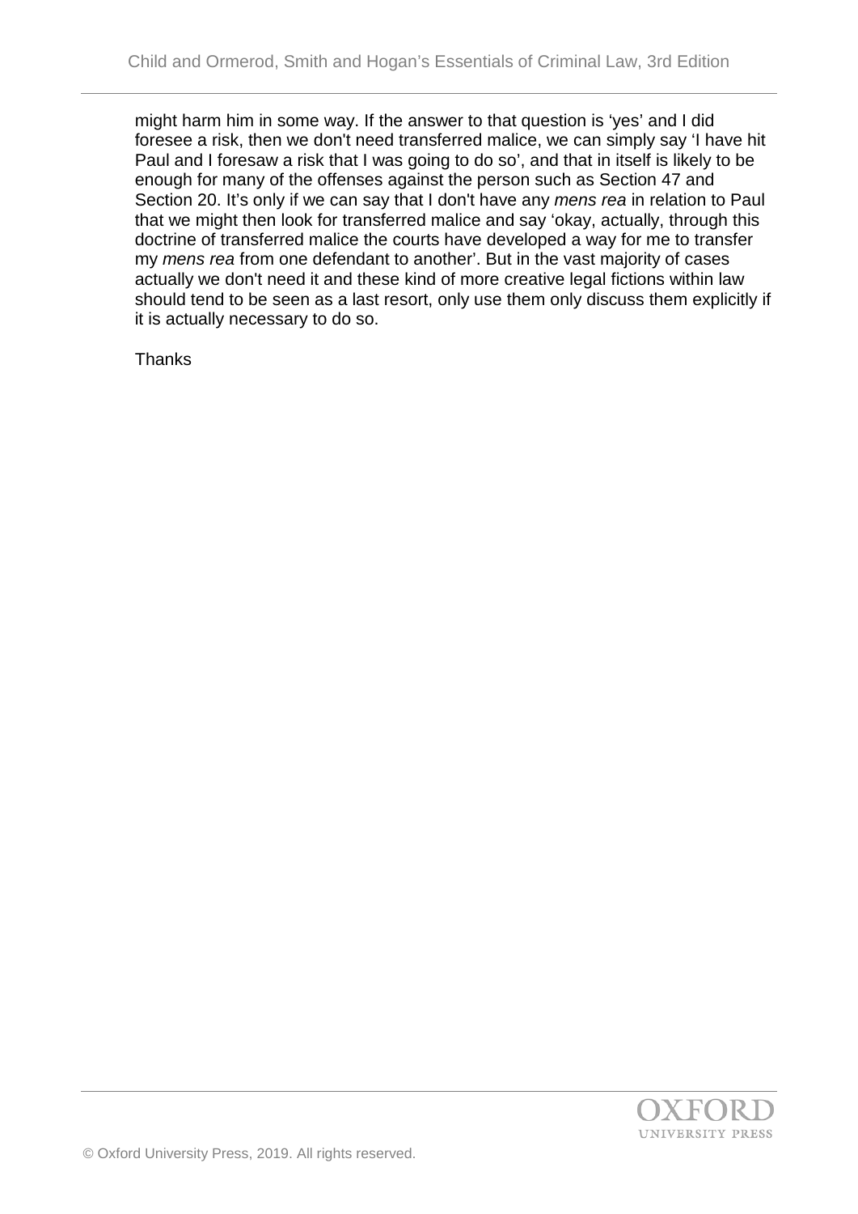might harm him in some way. If the answer to that question is 'yes' and I did foresee a risk, then we don't need transferred malice, we can simply say 'I have hit Paul and I foresaw a risk that I was going to do so', and that in itself is likely to be enough for many of the offenses against the person such as Section 47 and Section 20. It's only if we can say that I don't have any *mens rea* in relation to Paul that we might then look for transferred malice and say 'okay, actually, through this doctrine of transferred malice the courts have developed a way for me to transfer my *mens rea* from one defendant to another'. But in the vast majority of cases actually we don't need it and these kind of more creative legal fictions within law should tend to be seen as a last resort, only use them only discuss them explicitly if it is actually necessary to do so.

Thanks